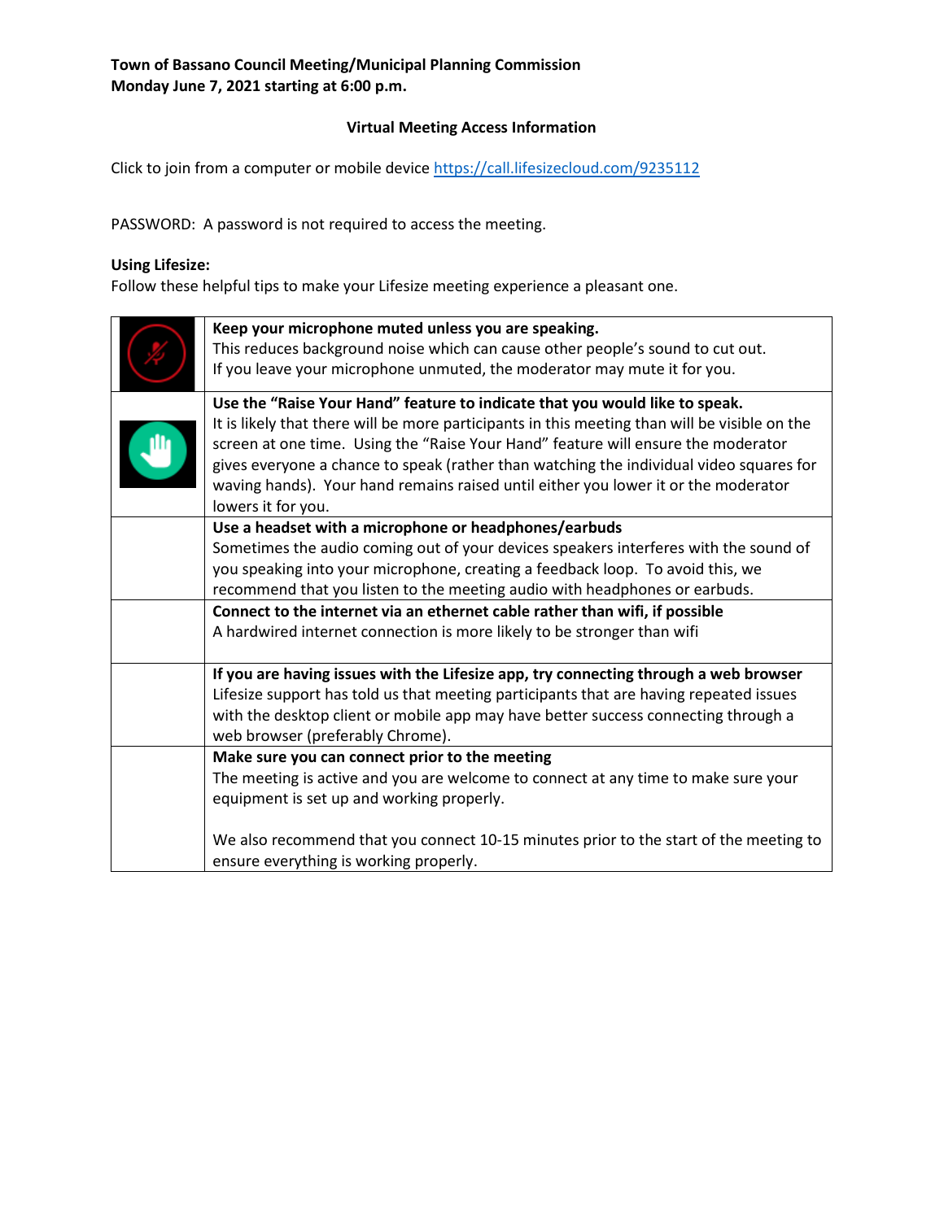**Town of Bassano Council Meeting/Municipal Planning Commission**
**Monday June 7, 2021 starting at 6:00 p.m.**

## Virtual Meeting Access Information

Click to join from a computer or mobile device https://call.lifesizecloud.com/9235112

PASSWORD: A password is not required to access the meeting.

**Using Lifesize:**
Follow these helpful tips to make your Lifesize meeting experience a pleasant one.

| | |
|---|---|
| | **Keep your microphone muted unless you are speaking.** This reduces background noise which can cause other people's sound to cut out. If you leave your microphone unmuted, the moderator may mute it for you. |
| | **Use the "Raise Your Hand" feature to indicate that you would like to speak.** It is likely that there will be more participants in this meeting than will be visible on the screen at one time. Using the "Raise Your Hand" feature will ensure the moderator gives everyone a chance to speak (rather than watching the individual video squares for waving hands). Your hand remains raised until either you lower it or the moderator lowers it for you. |
| | **Use a headset with a microphone or headphones/earbuds** Sometimes the audio coming out of your devices speakers interferes with the sound of you speaking into your microphone, creating a feedback loop. To avoid this, we recommend that you listen to the meeting audio with headphones or earbuds. |
| | **Connect to the internet via an ethernet cable rather than wifi, if possible** A hardwired internet connection is more likely to be stronger than wifi |
| | **If you are having issues with the Lifesize app, try connecting through a web browser** Lifesize support has told us that meeting participants that are having repeated issues with the desktop client or mobile app may have better success connecting through a web browser (preferably Chrome). |
| | **Make sure you can connect prior to the meeting** The meeting is active and you are welcome to connect at any time to make sure your equipment is set up and working properly. We also recommend that you connect 10-15 minutes prior to the start of the meeting to ensure everything is working properly. |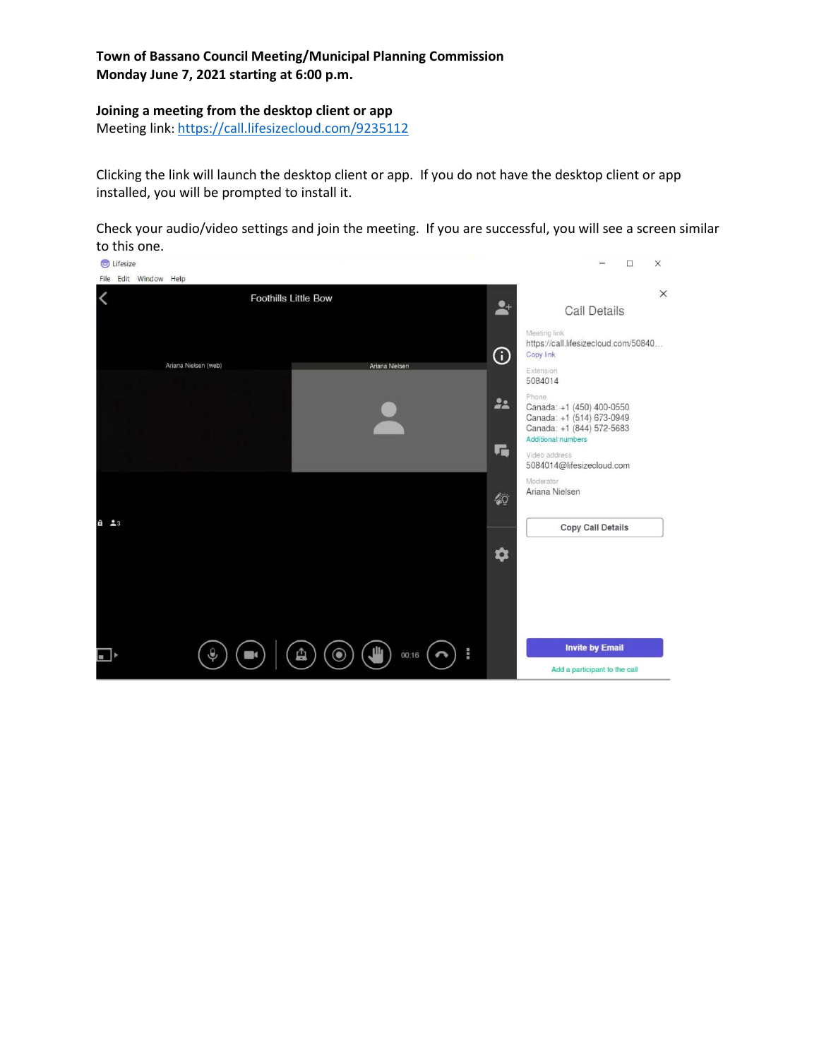**Town of Bassano Council Meeting/Municipal Planning Commission**
**Monday June 7, 2021 starting at 6:00 p.m.**

**Joining a meeting from the desktop client or app**
Meeting link: https://call.lifesizecloud.com/9235112

Clicking the link will launch the desktop client or app. If you do not have the desktop client or app installed, you will be prompted to install it.

Check your audio/video settings and join the meeting. If you are successful, you will see a screen similar to this one.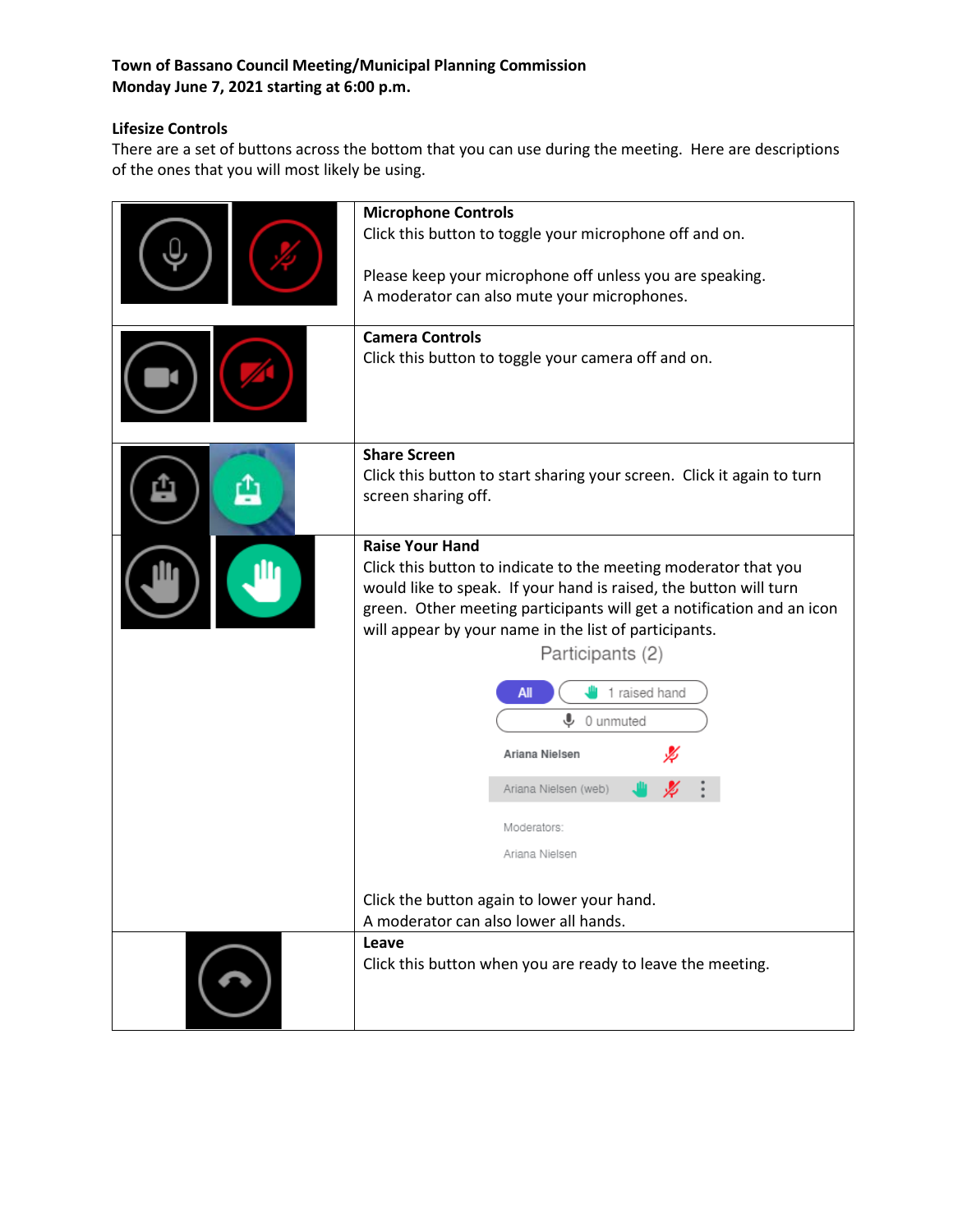**Town of Bassano Council Meeting/Municipal Planning Commission**
**Monday June 7, 2021 starting at 6:00 p.m.**

**Lifesize Controls**
There are a set of buttons across the bottom that you can use during the meeting. Here are descriptions of the ones that you will most likely be using.

| | |
|---|---|
| | **Microphone Controls**<br>Click this button to toggle your microphone off and on.<br><br>Please keep your microphone off unless you are speaking.<br>A moderator can also mute your microphones. |
| | **Camera Controls**<br>Click this button to toggle your camera off and on. |
| | **Share Screen**<br>Click this button to start sharing your screen. Click it again to turn screen sharing off. |
| | **Raise Your Hand**<br>Click this button to indicate to the meeting moderator that you would like to speak. If your hand is raised, the button will turn green. Other meeting participants will get a notification and an icon will appear by your name in the list of participants.<br><br>Participants (2)<br>All / 1 raised hand<br>0 unmuted<br>Ariana Nielsen<br>Ariana Nielsen (web)<br>Moderators:<br>Ariana Nielsen<br><br>Click the button again to lower your hand.<br>A moderator can also lower all hands. |
| | **Leave**<br>Click this button when you are ready to leave the meeting. |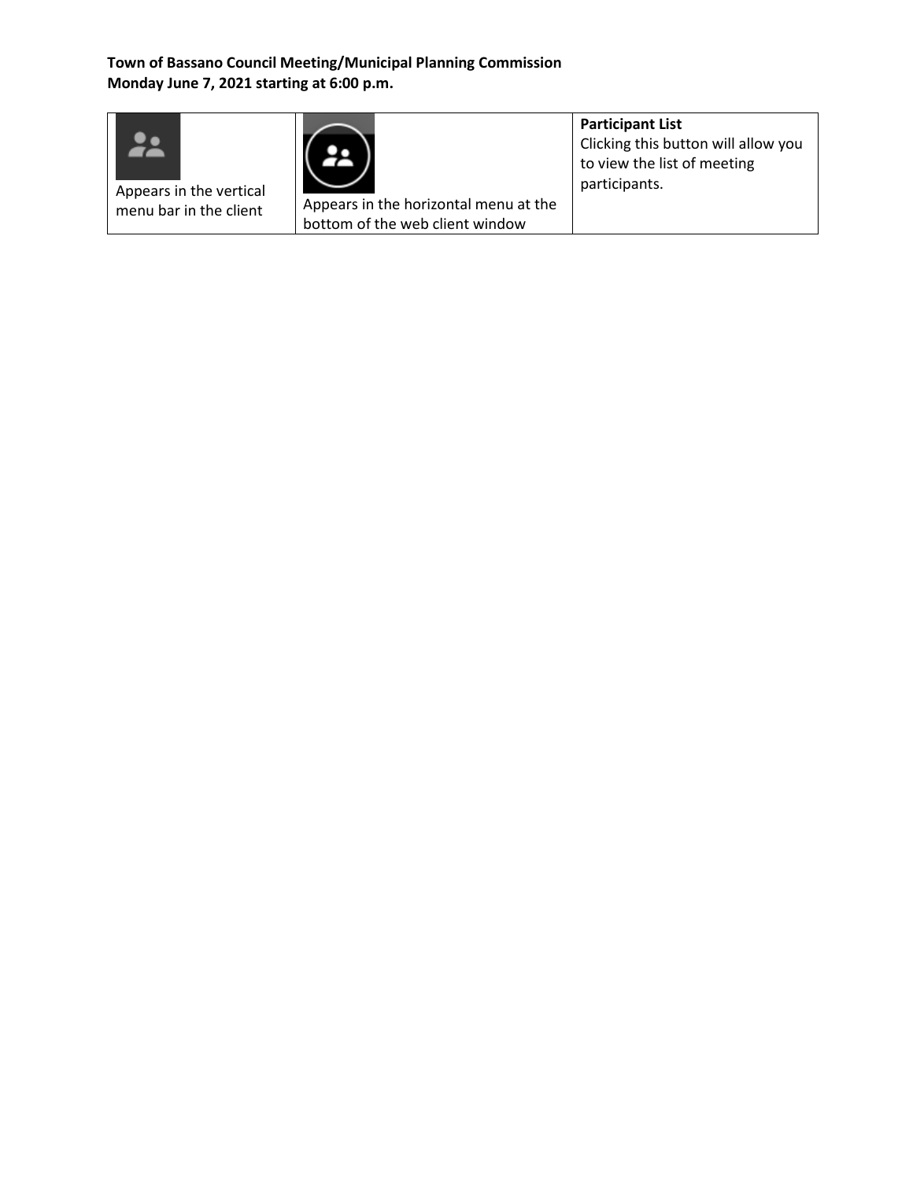**Town of Bassano Council Meeting/Municipal Planning Commission**
**Monday June 7, 2021 starting at 6:00 p.m.**

| | | |
|---|---|---|
| Appears in the vertical menu bar in the client | Appears in the horizontal menu at the bottom of the web client window | **Participant List** Clicking this button will allow you to view the list of meeting participants. |